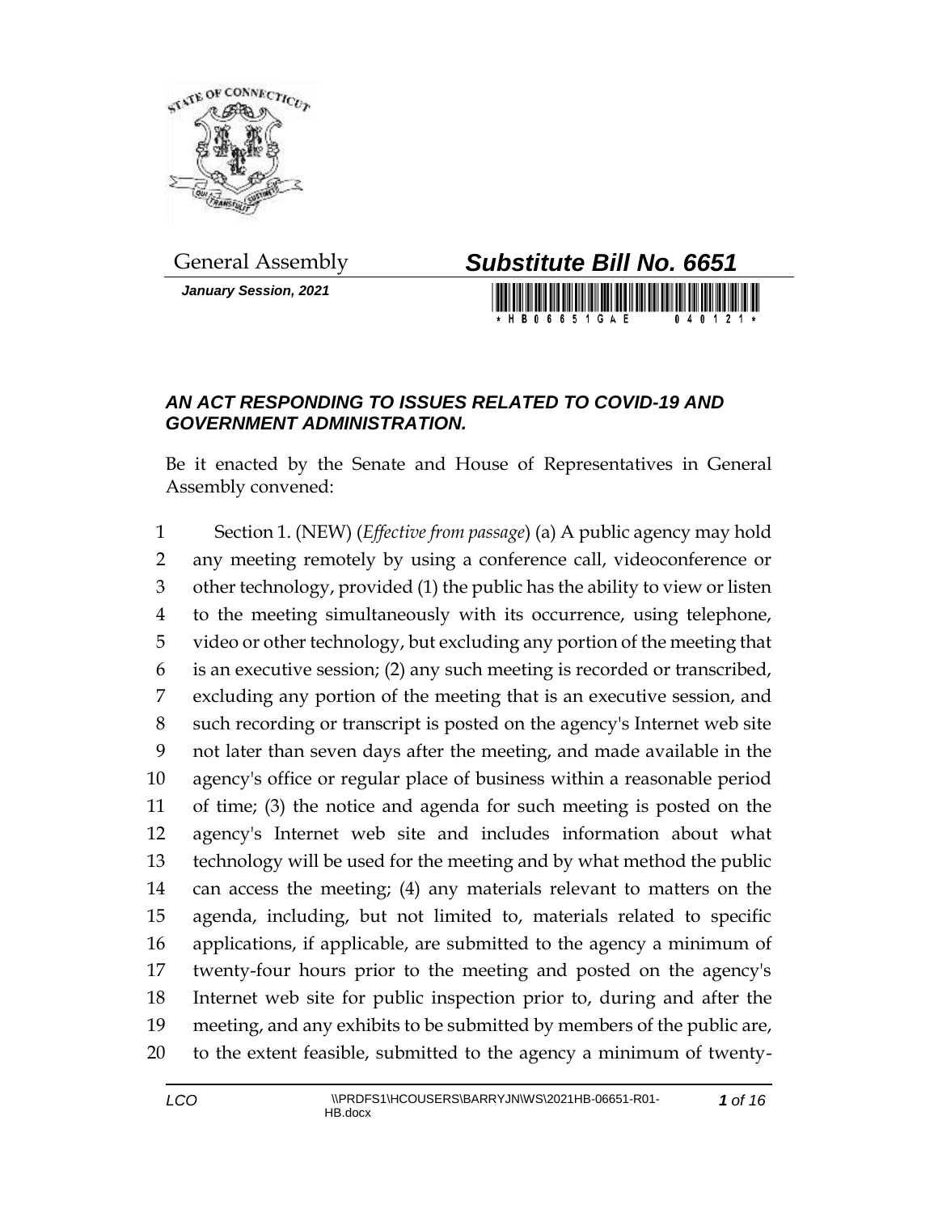General Assembly

# *Substitute Bill No. 6651*

***January Session, 2021***

## *AN ACT RESPONDING TO ISSUES RELATED TO COVID-19 AND GOVERNMENT ADMINISTRATION.*

Be it enacted by the Senate and House of Representatives in General Assembly convened:

1 Section 1. (NEW) (*Effective from passage*) (a) A public agency may hold
2 any meeting remotely by using a conference call, videoconference or
3 other technology, provided (1) the public has the ability to view or listen
4 to the meeting simultaneously with its occurrence, using telephone,
5 video or other technology, but excluding any portion of the meeting that
6 is an executive session; (2) any such meeting is recorded or transcribed,
7 excluding any portion of the meeting that is an executive session, and
8 such recording or transcript is posted on the agency's Internet web site
9 not later than seven days after the meeting, and made available in the
10 agency's office or regular place of business within a reasonable period
11 of time; (3) the notice and agenda for such meeting is posted on the
12 agency's Internet web site and includes information about what
13 technology will be used for the meeting and by what method the public
14 can access the meeting; (4) any materials relevant to matters on the
15 agenda, including, but not limited to, materials related to specific
16 applications, if applicable, are submitted to the agency a minimum of
17 twenty-four hours prior to the meeting and posted on the agency's
18 Internet web site for public inspection prior to, during and after the
19 meeting, and any exhibits to be submitted by members of the public are,
20 to the extent feasible, submitted to the agency a minimum of twenty-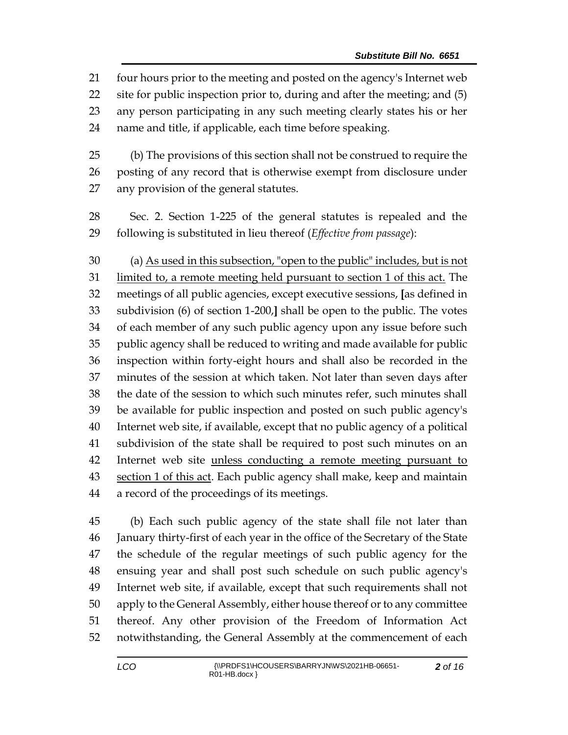four hours prior to the meeting and posted on the agency's Internet web site for public inspection prior to, during and after the meeting; and (5) any person participating in any such meeting clearly states his or her name and title, if applicable, each time before speaking.

(b) The provisions of this section shall not be construed to require the posting of any record that is otherwise exempt from disclosure under any provision of the general statutes.

Sec. 2. Section 1-225 of the general statutes is repealed and the following is substituted in lieu thereof (*Effective from passage*):

(a) <u>As used in this subsection, "open to the public" includes, but is not limited to, a remote meeting held pursuant to section 1 of this act.</u> The meetings of all public agencies, except executive sessions, **[**as defined in subdivision (6) of section 1-200,**]** shall be open to the public. The votes of each member of any such public agency upon any issue before such public agency shall be reduced to writing and made available for public inspection within forty-eight hours and shall also be recorded in the minutes of the session at which taken. Not later than seven days after the date of the session to which such minutes refer, such minutes shall be available for public inspection and posted on such public agency's Internet web site, if available, except that no public agency of a political subdivision of the state shall be required to post such minutes on an Internet web site <u>unless conducting a remote meeting pursuant to section 1 of this act</u>. Each public agency shall make, keep and maintain a record of the proceedings of its meetings.

(b) Each such public agency of the state shall file not later than January thirty-first of each year in the office of the Secretary of the State the schedule of the regular meetings of such public agency for the ensuing year and shall post such schedule on such public agency's Internet web site, if available, except that such requirements shall not apply to the General Assembly, either house thereof or to any committee thereof. Any other provision of the Freedom of Information Act notwithstanding, the General Assembly at the commencement of each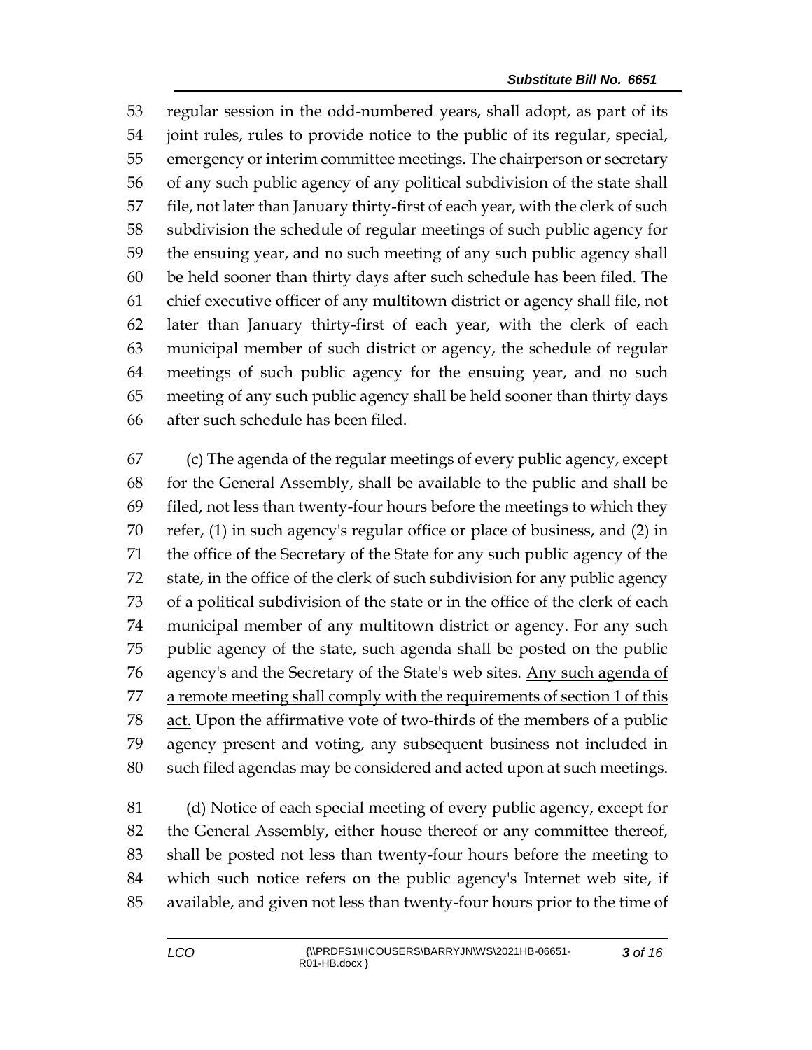regular session in the odd-numbered years, shall adopt, as part of its joint rules, rules to provide notice to the public of its regular, special, emergency or interim committee meetings. The chairperson or secretary of any such public agency of any political subdivision of the state shall file, not later than January thirty-first of each year, with the clerk of such subdivision the schedule of regular meetings of such public agency for the ensuing year, and no such meeting of any such public agency shall be held sooner than thirty days after such schedule has been filed. The chief executive officer of any multitown district or agency shall file, not later than January thirty-first of each year, with the clerk of each municipal member of such district or agency, the schedule of regular meetings of such public agency for the ensuing year, and no such meeting of any such public agency shall be held sooner than thirty days after such schedule has been filed.

(c) The agenda of the regular meetings of every public agency, except for the General Assembly, shall be available to the public and shall be filed, not less than twenty-four hours before the meetings to which they refer, (1) in such agency's regular office or place of business, and (2) in the office of the Secretary of the State for any such public agency of the state, in the office of the clerk of such subdivision for any public agency of a political subdivision of the state or in the office of the clerk of each municipal member of any multitown district or agency. For any such public agency of the state, such agenda shall be posted on the public agency's and the Secretary of the State's web sites. <u>Any such agenda of a remote meeting shall comply with the requirements of section 1 of this act.</u> Upon the affirmative vote of two-thirds of the members of a public agency present and voting, any subsequent business not included in such filed agendas may be considered and acted upon at such meetings.

(d) Notice of each special meeting of every public agency, except for the General Assembly, either house thereof or any committee thereof, shall be posted not less than twenty-four hours before the meeting to which such notice refers on the public agency's Internet web site, if available, and given not less than twenty-four hours prior to the time of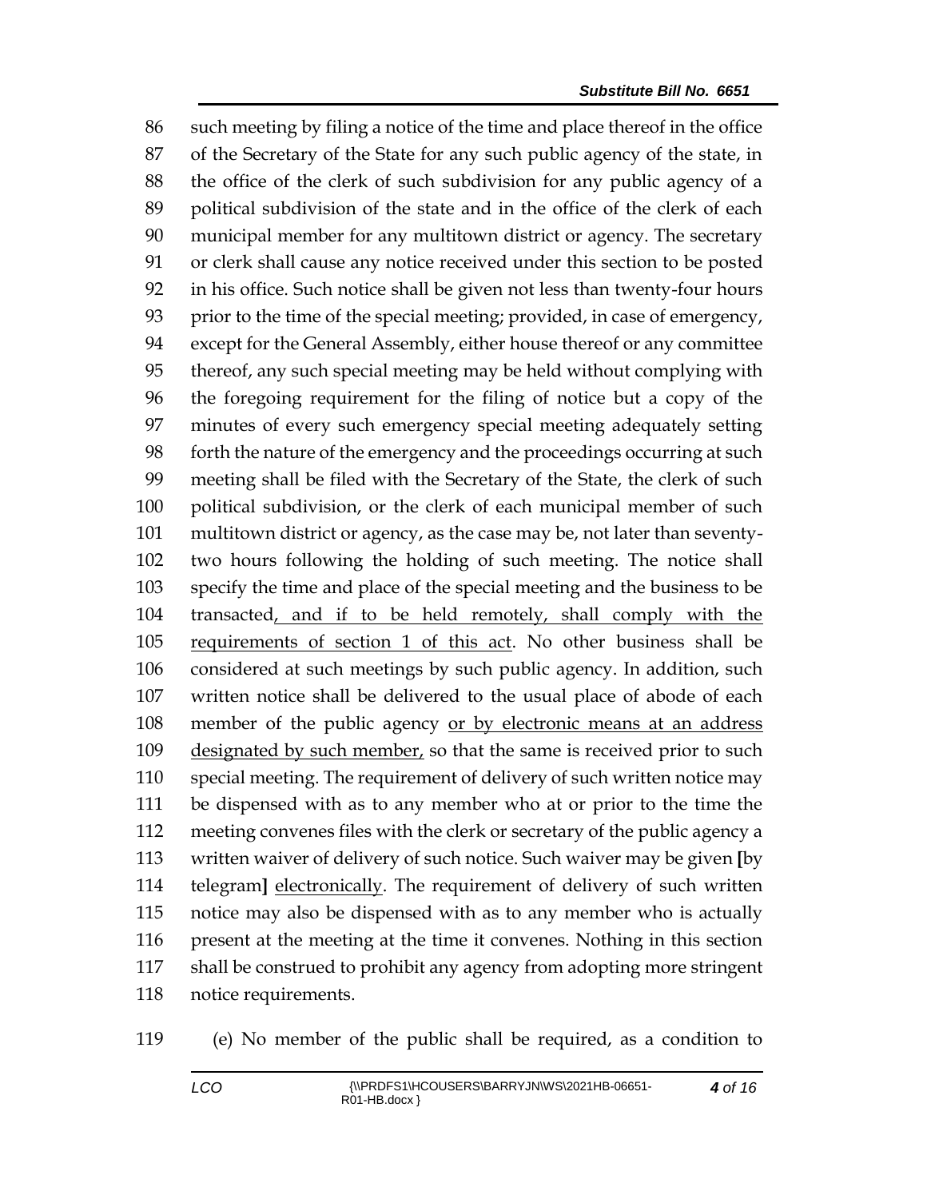such meeting by filing a notice of the time and place thereof in the office of the Secretary of the State for any such public agency of the state, in the office of the clerk of such subdivision for any public agency of a political subdivision of the state and in the office of the clerk of each municipal member for any multitown district or agency. The secretary or clerk shall cause any notice received under this section to be posted in his office. Such notice shall be given not less than twenty-four hours prior to the time of the special meeting; provided, in case of emergency, except for the General Assembly, either house thereof or any committee thereof, any such special meeting may be held without complying with the foregoing requirement for the filing of notice but a copy of the minutes of every such emergency special meeting adequately setting forth the nature of the emergency and the proceedings occurring at such meeting shall be filed with the Secretary of the State, the clerk of such political subdivision, or the clerk of each municipal member of such multitown district or agency, as the case may be, not later than seventy-two hours following the holding of such meeting. The notice shall specify the time and place of the special meeting and the business to be transacted<u>, and if to be held remotely, shall comply with the requirements of section 1 of this act</u>. No other business shall be considered at such meetings by such public agency. In addition, such written notice shall be delivered to the usual place of abode of each member of the public agency <u>or by electronic means at an address designated by such member,</u> so that the same is received prior to such special meeting. The requirement of delivery of such written notice may be dispensed with as to any member who at or prior to the time the meeting convenes files with the clerk or secretary of the public agency a written waiver of delivery of such notice. Such waiver may be given **[**by telegram**]** <u>electronically</u>. The requirement of delivery of such written notice may also be dispensed with as to any member who is actually present at the meeting at the time it convenes. Nothing in this section shall be construed to prohibit any agency from adopting more stringent notice requirements.

(e) No member of the public shall be required, as a condition to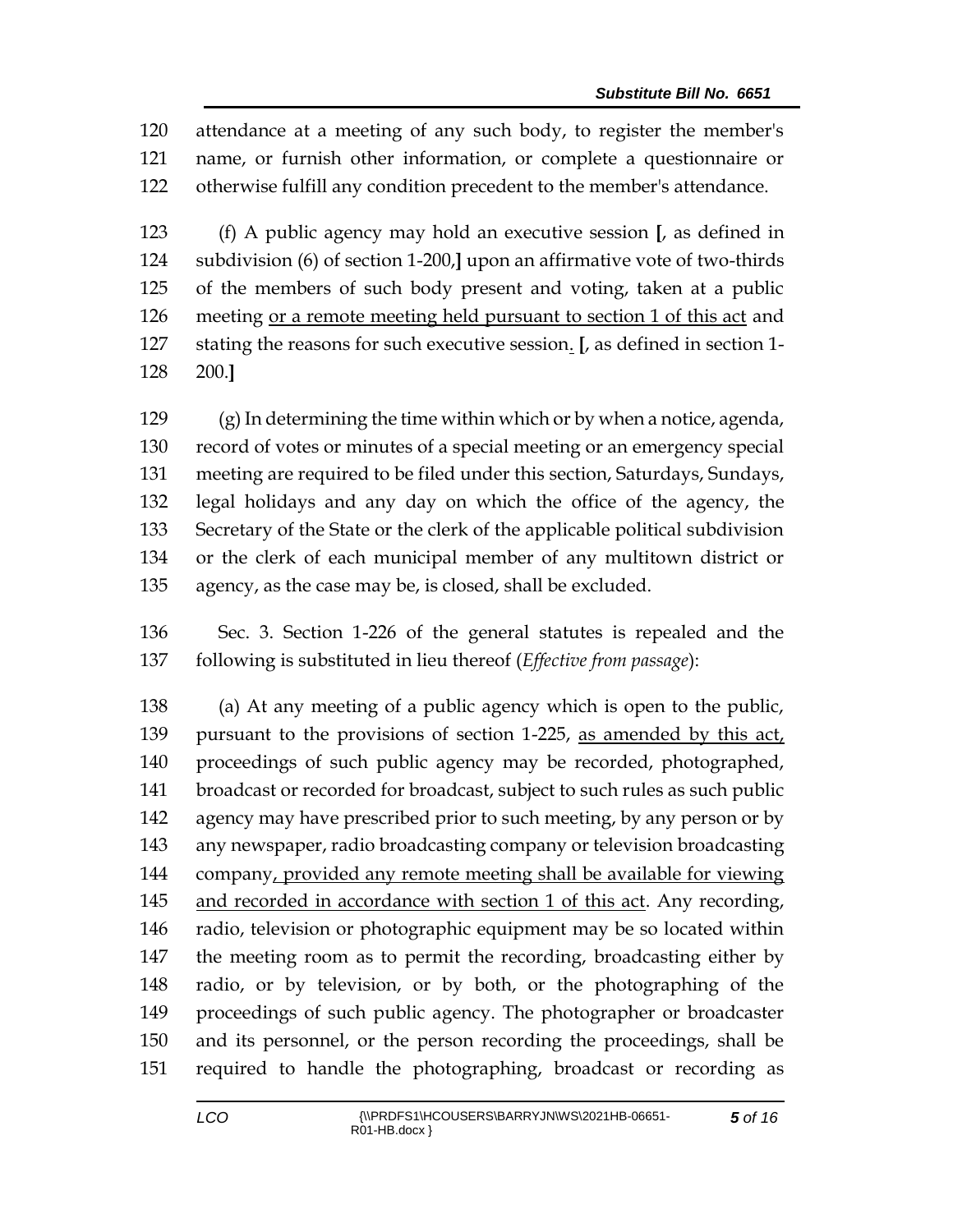attendance at a meeting of any such body, to register the member's name, or furnish other information, or complete a questionnaire or otherwise fulfill any condition precedent to the member's attendance.

(f) A public agency may hold an executive session [, as defined in subdivision (6) of section 1-200,] upon an affirmative vote of two-thirds of the members of such body present and voting, taken at a public meeting <u>or a remote meeting held pursuant to section 1 of this act</u> and stating the reasons for such executive session<u>.</u> [, as defined in section 1-200.]

(g) In determining the time within which or by when a notice, agenda, record of votes or minutes of a special meeting or an emergency special meeting are required to be filed under this section, Saturdays, Sundays, legal holidays and any day on which the office of the agency, the Secretary of the State or the clerk of the applicable political subdivision or the clerk of each municipal member of any multitown district or agency, as the case may be, is closed, shall be excluded.

Sec. 3. Section 1-226 of the general statutes is repealed and the following is substituted in lieu thereof (*Effective from passage*):

(a) At any meeting of a public agency which is open to the public, pursuant to the provisions of section 1-225, <u>as amended by this act,</u> proceedings of such public agency may be recorded, photographed, broadcast or recorded for broadcast, subject to such rules as such public agency may have prescribed prior to such meeting, by any person or by any newspaper, radio broadcasting company or television broadcasting company<u>, provided any remote meeting shall be available for viewing and recorded in accordance with section 1 of this act</u>. Any recording, radio, television or photographic equipment may be so located within the meeting room as to permit the recording, broadcasting either by radio, or by television, or by both, or the photographing of the proceedings of such public agency. The photographer or broadcaster and its personnel, or the person recording the proceedings, shall be required to handle the photographing, broadcast or recording as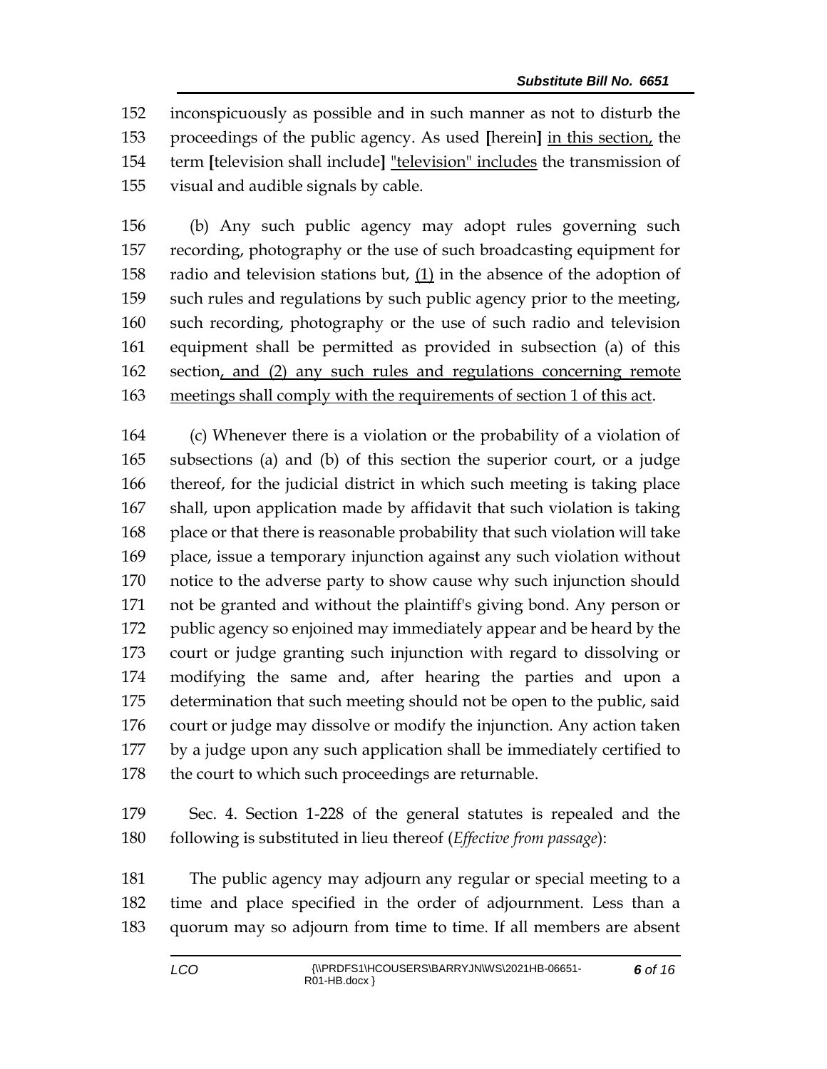inconspicuously as possible and in such manner as not to disturb the proceedings of the public agency. As used [herein] <u>in this section,</u> the term [television shall include] <u>"television" includes</u> the transmission of visual and audible signals by cable.

(b) Any such public agency may adopt rules governing such recording, photography or the use of such broadcasting equipment for radio and television stations but, <u>(1)</u> in the absence of the adoption of such rules and regulations by such public agency prior to the meeting, such recording, photography or the use of such radio and television equipment shall be permitted as provided in subsection (a) of this section<u>, and (2) any such rules and regulations concerning remote meetings shall comply with the requirements of section 1 of this act</u>.

(c) Whenever there is a violation or the probability of a violation of subsections (a) and (b) of this section the superior court, or a judge thereof, for the judicial district in which such meeting is taking place shall, upon application made by affidavit that such violation is taking place or that there is reasonable probability that such violation will take place, issue a temporary injunction against any such violation without notice to the adverse party to show cause why such injunction should not be granted and without the plaintiff's giving bond. Any person or public agency so enjoined may immediately appear and be heard by the court or judge granting such injunction with regard to dissolving or modifying the same and, after hearing the parties and upon a determination that such meeting should not be open to the public, said court or judge may dissolve or modify the injunction. Any action taken by a judge upon any such application shall be immediately certified to the court to which such proceedings are returnable.

Sec. 4. Section 1-228 of the general statutes is repealed and the following is substituted in lieu thereof (*Effective from passage*):

The public agency may adjourn any regular or special meeting to a time and place specified in the order of adjournment. Less than a quorum may so adjourn from time to time. If all members are absent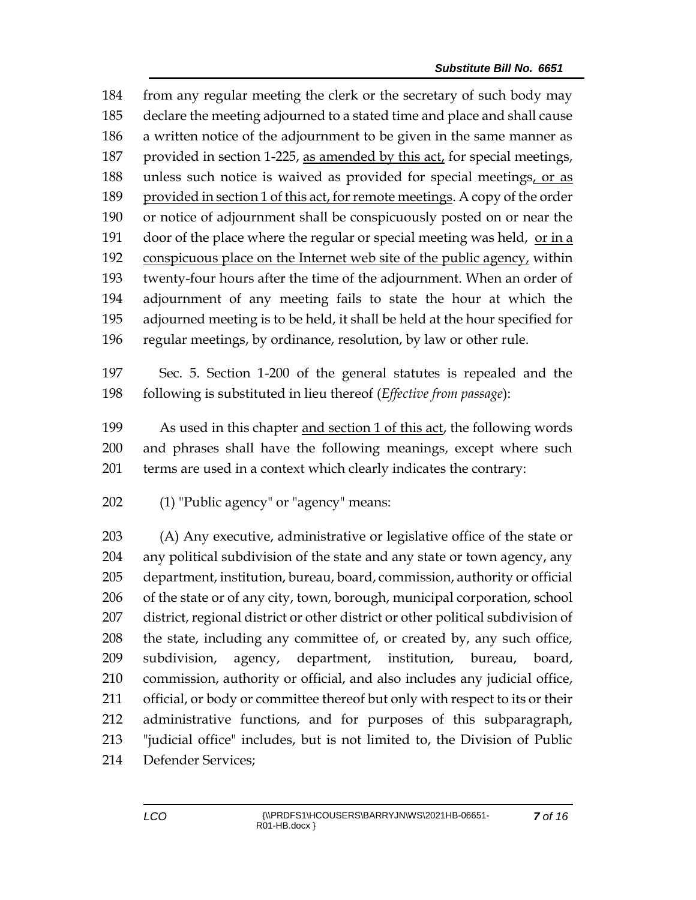184 from any regular meeting the clerk or the secretary of such body may
185 declare the meeting adjourned to a stated time and place and shall cause
186 a written notice of the adjournment to be given in the same manner as
187 provided in section 1-225, <u>as amended by this act,</u> for special meetings,
188 unless such notice is waived as provided for special meetings<u>, or as</u>
189 <u>provided in section 1 of this act, for remote meetings</u>. A copy of the order
190 or notice of adjournment shall be conspicuously posted on or near the
191 door of the place where the regular or special meeting was held, <u>or in a</u>
192 <u>conspicuous place on the Internet web site of the public agency,</u> within
193 twenty-four hours after the time of the adjournment. When an order of
194 adjournment of any meeting fails to state the hour at which the
195 adjourned meeting is to be held, it shall be held at the hour specified for
196 regular meetings, by ordinance, resolution, by law or other rule.

197 Sec. 5. Section 1-200 of the general statutes is repealed and the
198 following is substituted in lieu thereof (*Effective from passage*):

199 As used in this chapter <u>and section 1 of this act</u>, the following words
200 and phrases shall have the following meanings, except where such
201 terms are used in a context which clearly indicates the contrary:

202 (1) "Public agency" or "agency" means:

203 (A) Any executive, administrative or legislative office of the state or
204 any political subdivision of the state and any state or town agency, any
205 department, institution, bureau, board, commission, authority or official
206 of the state or of any city, town, borough, municipal corporation, school
207 district, regional district or other district or other political subdivision of
208 the state, including any committee of, or created by, any such office,
209 subdivision, agency, department, institution, bureau, board,
210 commission, authority or official, and also includes any judicial office,
211 official, or body or committee thereof but only with respect to its or their
212 administrative functions, and for purposes of this subparagraph,
213 "judicial office" includes, but is not limited to, the Division of Public
214 Defender Services;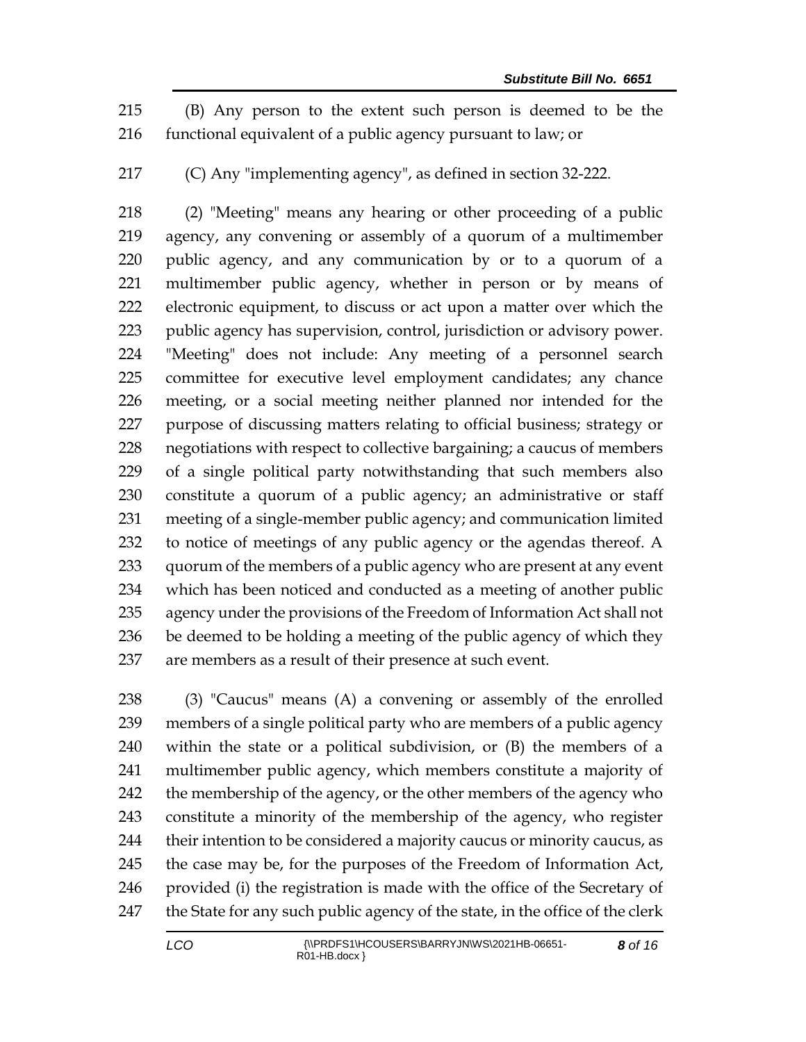(B) Any person to the extent such person is deemed to be the functional equivalent of a public agency pursuant to law; or

(C) Any "implementing agency", as defined in section 32-222.

(2) "Meeting" means any hearing or other proceeding of a public agency, any convening or assembly of a quorum of a multimember public agency, and any communication by or to a quorum of a multimember public agency, whether in person or by means of electronic equipment, to discuss or act upon a matter over which the public agency has supervision, control, jurisdiction or advisory power. "Meeting" does not include: Any meeting of a personnel search committee for executive level employment candidates; any chance meeting, or a social meeting neither planned nor intended for the purpose of discussing matters relating to official business; strategy or negotiations with respect to collective bargaining; a caucus of members of a single political party notwithstanding that such members also constitute a quorum of a public agency; an administrative or staff meeting of a single-member public agency; and communication limited to notice of meetings of any public agency or the agendas thereof. A quorum of the members of a public agency who are present at any event which has been noticed and conducted as a meeting of another public agency under the provisions of the Freedom of Information Act shall not be deemed to be holding a meeting of the public agency of which they are members as a result of their presence at such event.

(3) "Caucus" means (A) a convening or assembly of the enrolled members of a single political party who are members of a public agency within the state or a political subdivision, or (B) the members of a multimember public agency, which members constitute a majority of the membership of the agency, or the other members of the agency who constitute a minority of the membership of the agency, who register their intention to be considered a majority caucus or minority caucus, as the case may be, for the purposes of the Freedom of Information Act, provided (i) the registration is made with the office of the Secretary of the State for any such public agency of the state, in the office of the clerk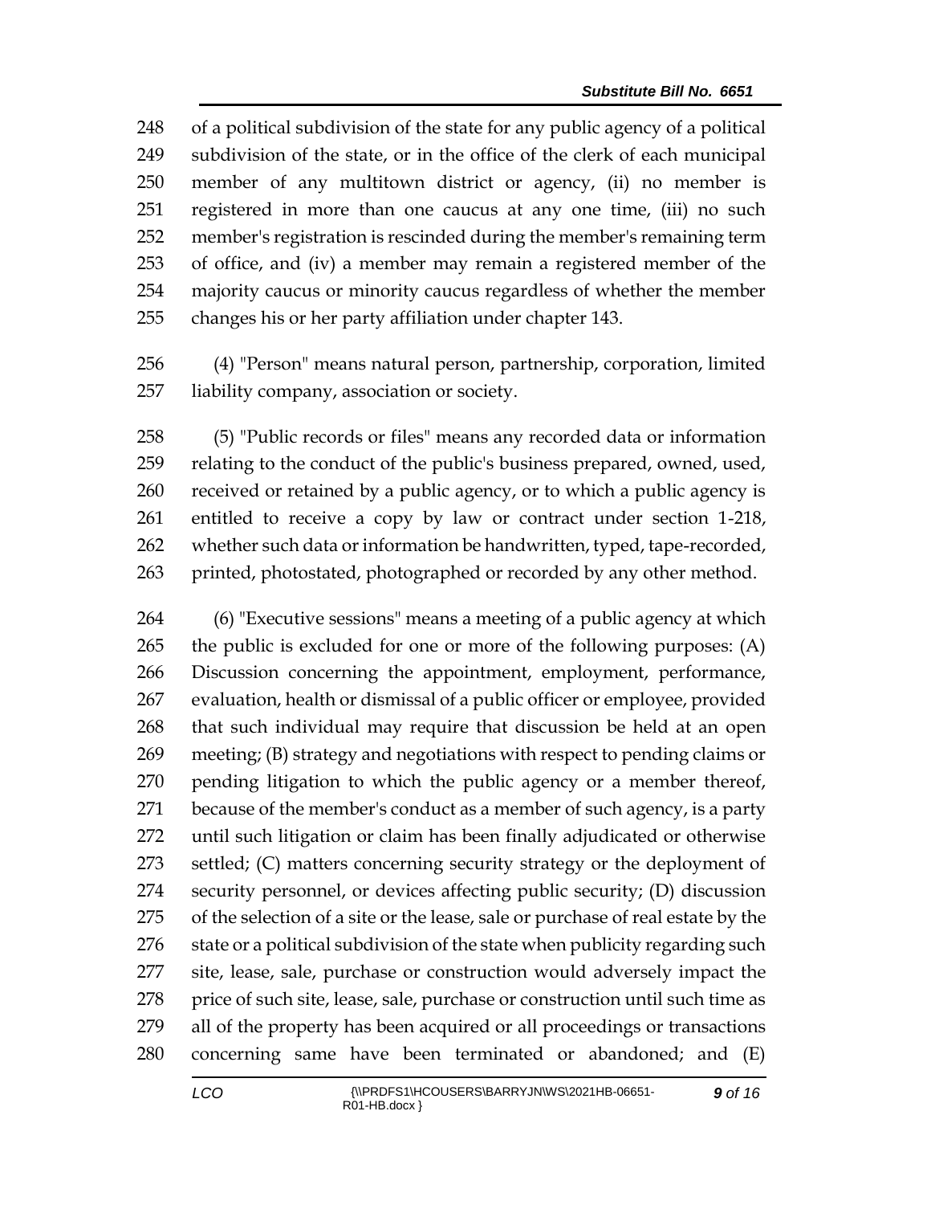of a political subdivision of the state for any public agency of a political subdivision of the state, or in the office of the clerk of each municipal member of any multitown district or agency, (ii) no member is registered in more than one caucus at any one time, (iii) no such member's registration is rescinded during the member's remaining term of office, and (iv) a member may remain a registered member of the majority caucus or minority caucus regardless of whether the member changes his or her party affiliation under chapter 143.

(4) "Person" means natural person, partnership, corporation, limited liability company, association or society.

(5) "Public records or files" means any recorded data or information relating to the conduct of the public's business prepared, owned, used, received or retained by a public agency, or to which a public agency is entitled to receive a copy by law or contract under section 1-218, whether such data or information be handwritten, typed, tape-recorded, printed, photostated, photographed or recorded by any other method.

(6) "Executive sessions" means a meeting of a public agency at which the public is excluded for one or more of the following purposes: (A) Discussion concerning the appointment, employment, performance, evaluation, health or dismissal of a public officer or employee, provided that such individual may require that discussion be held at an open meeting; (B) strategy and negotiations with respect to pending claims or pending litigation to which the public agency or a member thereof, because of the member's conduct as a member of such agency, is a party until such litigation or claim has been finally adjudicated or otherwise settled; (C) matters concerning security strategy or the deployment of security personnel, or devices affecting public security; (D) discussion of the selection of a site or the lease, sale or purchase of real estate by the state or a political subdivision of the state when publicity regarding such site, lease, sale, purchase or construction would adversely impact the price of such site, lease, sale, purchase or construction until such time as all of the property has been acquired or all proceedings or transactions concerning same have been terminated or abandoned; and (E)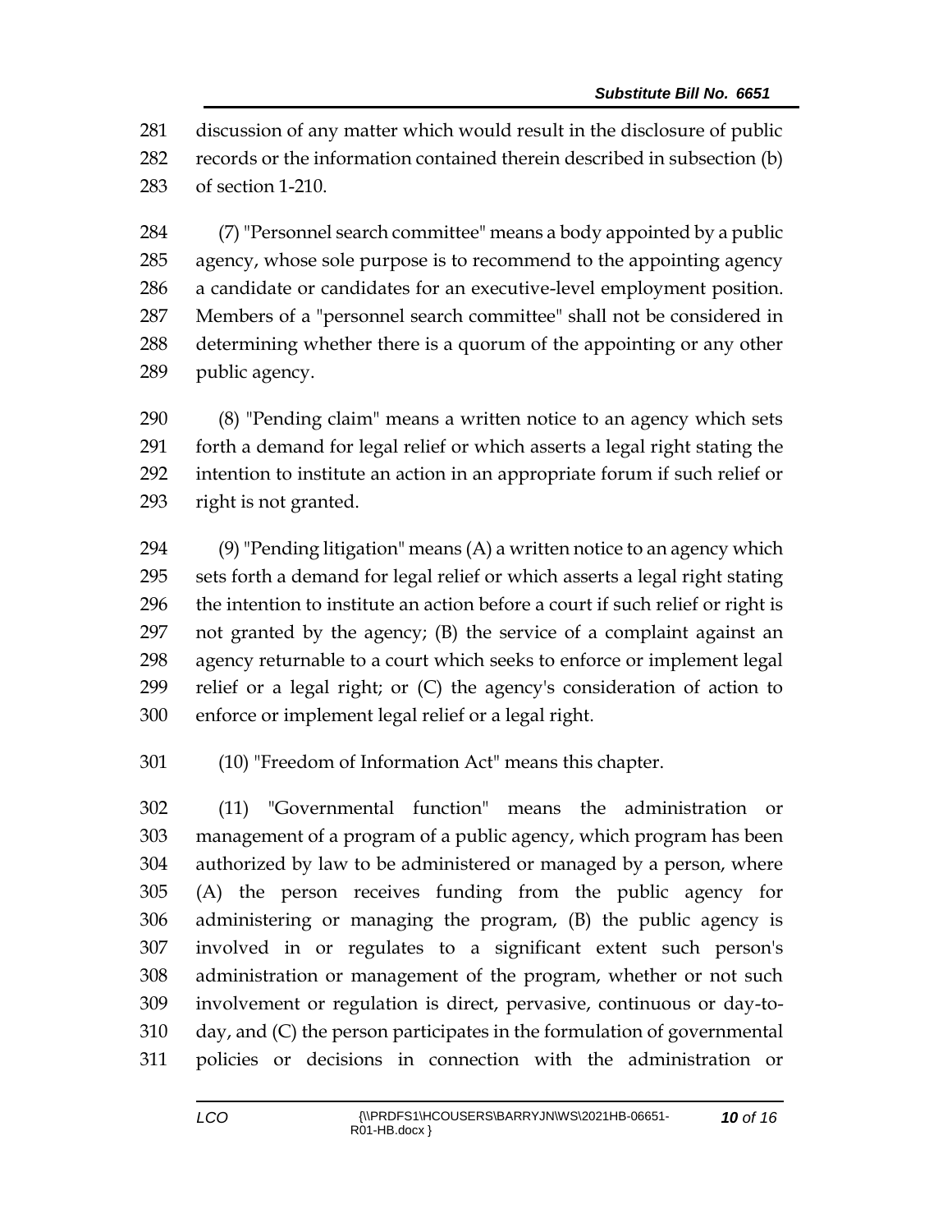discussion of any matter which would result in the disclosure of public records or the information contained therein described in subsection (b) of section 1-210.

(7) "Personnel search committee" means a body appointed by a public agency, whose sole purpose is to recommend to the appointing agency a candidate or candidates for an executive-level employment position. Members of a "personnel search committee" shall not be considered in determining whether there is a quorum of the appointing or any other public agency.

(8) "Pending claim" means a written notice to an agency which sets forth a demand for legal relief or which asserts a legal right stating the intention to institute an action in an appropriate forum if such relief or right is not granted.

(9) "Pending litigation" means (A) a written notice to an agency which sets forth a demand for legal relief or which asserts a legal right stating the intention to institute an action before a court if such relief or right is not granted by the agency; (B) the service of a complaint against an agency returnable to a court which seeks to enforce or implement legal relief or a legal right; or (C) the agency's consideration of action to enforce or implement legal relief or a legal right.

(10) "Freedom of Information Act" means this chapter.

(11) "Governmental function" means the administration or management of a program of a public agency, which program has been authorized by law to be administered or managed by a person, where (A) the person receives funding from the public agency for administering or managing the program, (B) the public agency is involved in or regulates to a significant extent such person's administration or management of the program, whether or not such involvement or regulation is direct, pervasive, continuous or day-to-day, and (C) the person participates in the formulation of governmental policies or decisions in connection with the administration or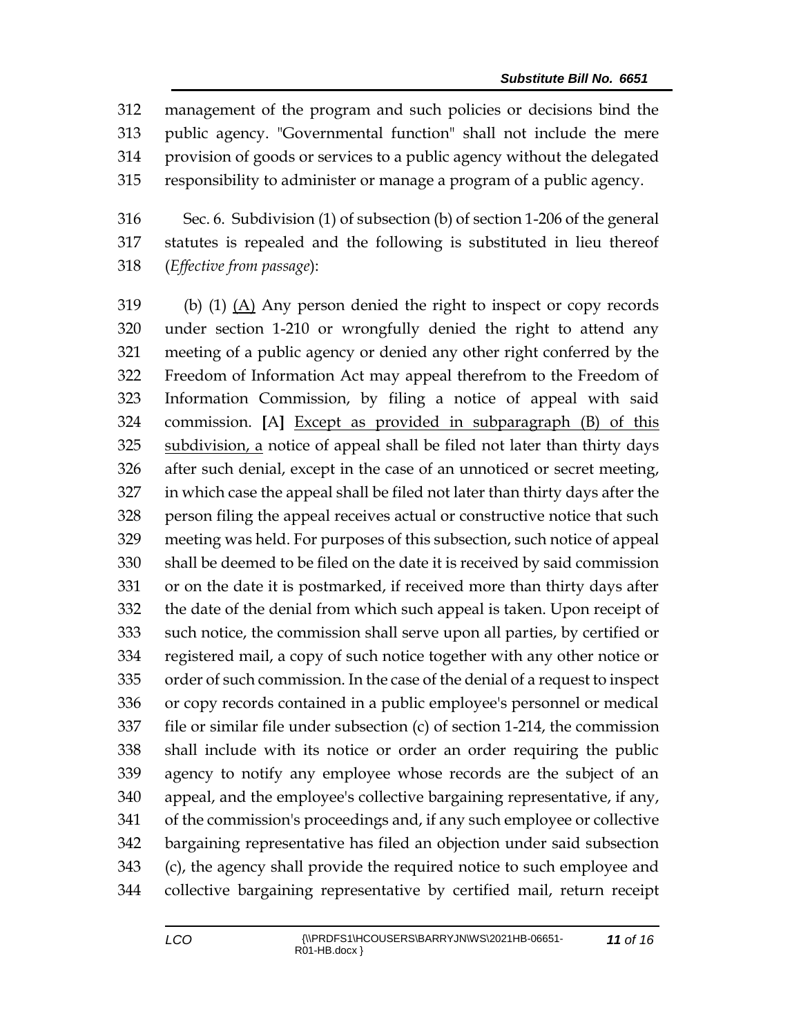management of the program and such policies or decisions bind the public agency. "Governmental function" shall not include the mere provision of goods or services to a public agency without the delegated responsibility to administer or manage a program of a public agency.

Sec. 6. Subdivision (1) of subsection (b) of section 1-206 of the general statutes is repealed and the following is substituted in lieu thereof (*Effective from passage*):

(b) (1) <u>(A)</u> Any person denied the right to inspect or copy records under section 1-210 or wrongfully denied the right to attend any meeting of a public agency or denied any other right conferred by the Freedom of Information Act may appeal therefrom to the Freedom of Information Commission, by filing a notice of appeal with said commission. **[**A**]** <u>Except as provided in subparagraph (B) of this subdivision, a</u> notice of appeal shall be filed not later than thirty days after such denial, except in the case of an unnoticed or secret meeting, in which case the appeal shall be filed not later than thirty days after the person filing the appeal receives actual or constructive notice that such meeting was held. For purposes of this subsection, such notice of appeal shall be deemed to be filed on the date it is received by said commission or on the date it is postmarked, if received more than thirty days after the date of the denial from which such appeal is taken. Upon receipt of such notice, the commission shall serve upon all parties, by certified or registered mail, a copy of such notice together with any other notice or order of such commission. In the case of the denial of a request to inspect or copy records contained in a public employee's personnel or medical file or similar file under subsection (c) of section 1-214, the commission shall include with its notice or order an order requiring the public agency to notify any employee whose records are the subject of an appeal, and the employee's collective bargaining representative, if any, of the commission's proceedings and, if any such employee or collective bargaining representative has filed an objection under said subsection (c), the agency shall provide the required notice to such employee and collective bargaining representative by certified mail, return receipt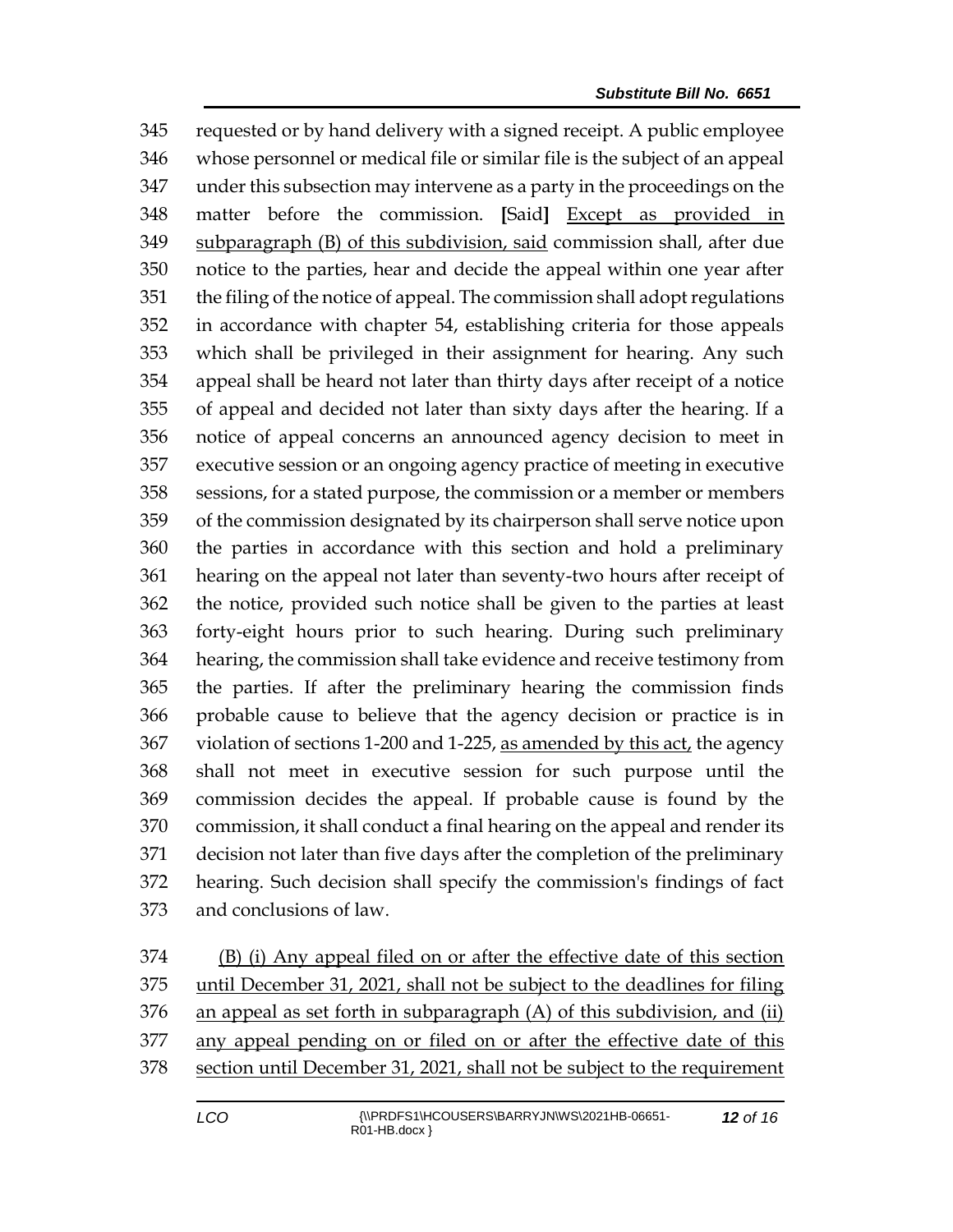345 requested or by hand delivery with a signed receipt. A public employee
346 whose personnel or medical file or similar file is the subject of an appeal
347 under this subsection may intervene as a party in the proceedings on the
348 matter before the commission. [Said] <u>Except as provided in</u>
349 <u>subparagraph (B) of this subdivision, said</u> commission shall, after due
350 notice to the parties, hear and decide the appeal within one year after
351 the filing of the notice of appeal. The commission shall adopt regulations
352 in accordance with chapter 54, establishing criteria for those appeals
353 which shall be privileged in their assignment for hearing. Any such
354 appeal shall be heard not later than thirty days after receipt of a notice
355 of appeal and decided not later than sixty days after the hearing. If a
356 notice of appeal concerns an announced agency decision to meet in
357 executive session or an ongoing agency practice of meeting in executive
358 sessions, for a stated purpose, the commission or a member or members
359 of the commission designated by its chairperson shall serve notice upon
360 the parties in accordance with this section and hold a preliminary
361 hearing on the appeal not later than seventy-two hours after receipt of
362 the notice, provided such notice shall be given to the parties at least
363 forty-eight hours prior to such hearing. During such preliminary
364 hearing, the commission shall take evidence and receive testimony from
365 the parties. If after the preliminary hearing the commission finds
366 probable cause to believe that the agency decision or practice is in
367 violation of sections 1-200 and 1-225, <u>as amended by this act,</u> the agency
368 shall not meet in executive session for such purpose until the
369 commission decides the appeal. If probable cause is found by the
370 commission, it shall conduct a final hearing on the appeal and render its
371 decision not later than five days after the completion of the preliminary
372 hearing. Such decision shall specify the commission's findings of fact
373 and conclusions of law.

374 <u>(B) (i) Any appeal filed on or after the effective date of this section</u>
375 <u>until December 31, 2021, shall not be subject to the deadlines for filing</u>
376 <u>an appeal as set forth in subparagraph (A) of this subdivision, and (ii)</u>
377 <u>any appeal pending on or filed on or after the effective date of this</u>
378 <u>section until December 31, 2021, shall not be subject to the requirement</u>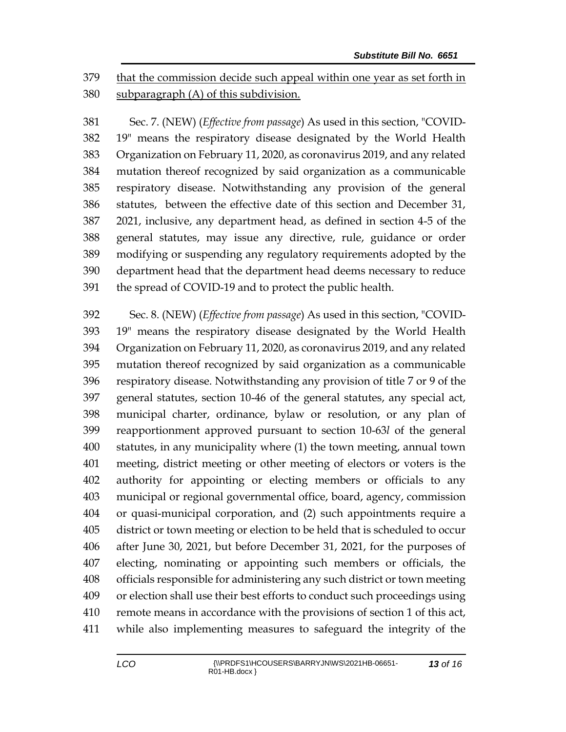that the commission decide such appeal within one year as set forth in subparagraph (A) of this subdivision.

Sec. 7. (NEW) (*Effective from passage*) As used in this section, "COVID-19" means the respiratory disease designated by the World Health Organization on February 11, 2020, as coronavirus 2019, and any related mutation thereof recognized by said organization as a communicable respiratory disease. Notwithstanding any provision of the general statutes, between the effective date of this section and December 31, 2021, inclusive, any department head, as defined in section 4-5 of the general statutes, may issue any directive, rule, guidance or order modifying or suspending any regulatory requirements adopted by the department head that the department head deems necessary to reduce the spread of COVID-19 and to protect the public health.

Sec. 8. (NEW) (*Effective from passage*) As used in this section, "COVID-19" means the respiratory disease designated by the World Health Organization on February 11, 2020, as coronavirus 2019, and any related mutation thereof recognized by said organization as a communicable respiratory disease. Notwithstanding any provision of title 7 or 9 of the general statutes, section 10-46 of the general statutes, any special act, municipal charter, ordinance, bylaw or resolution, or any plan of reapportionment approved pursuant to section 10-63*l* of the general statutes, in any municipality where (1) the town meeting, annual town meeting, district meeting or other meeting of electors or voters is the authority for appointing or electing members or officials to any municipal or regional governmental office, board, agency, commission or quasi-municipal corporation, and (2) such appointments require a district or town meeting or election to be held that is scheduled to occur after June 30, 2021, but before December 31, 2021, for the purposes of electing, nominating or appointing such members or officials, the officials responsible for administering any such district or town meeting or election shall use their best efforts to conduct such proceedings using remote means in accordance with the provisions of section 1 of this act, while also implementing measures to safeguard the integrity of the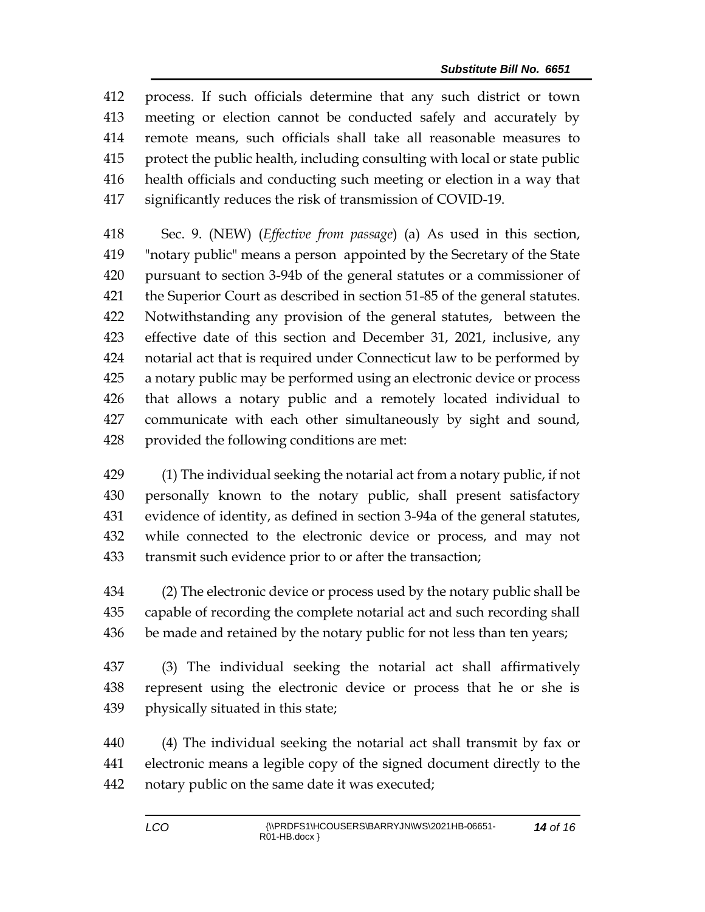process. If such officials determine that any such district or town meeting or election cannot be conducted safely and accurately by remote means, such officials shall take all reasonable measures to protect the public health, including consulting with local or state public health officials and conducting such meeting or election in a way that significantly reduces the risk of transmission of COVID-19.

Sec. 9. (NEW) (*Effective from passage*) (a) As used in this section, "notary public" means a person appointed by the Secretary of the State pursuant to section 3-94b of the general statutes or a commissioner of the Superior Court as described in section 51-85 of the general statutes. Notwithstanding any provision of the general statutes, between the effective date of this section and December 31, 2021, inclusive, any notarial act that is required under Connecticut law to be performed by a notary public may be performed using an electronic device or process that allows a notary public and a remotely located individual to communicate with each other simultaneously by sight and sound, provided the following conditions are met:

(1) The individual seeking the notarial act from a notary public, if not personally known to the notary public, shall present satisfactory evidence of identity, as defined in section 3-94a of the general statutes, while connected to the electronic device or process, and may not transmit such evidence prior to or after the transaction;

(2) The electronic device or process used by the notary public shall be capable of recording the complete notarial act and such recording shall be made and retained by the notary public for not less than ten years;

(3) The individual seeking the notarial act shall affirmatively represent using the electronic device or process that he or she is physically situated in this state;

(4) The individual seeking the notarial act shall transmit by fax or electronic means a legible copy of the signed document directly to the notary public on the same date it was executed;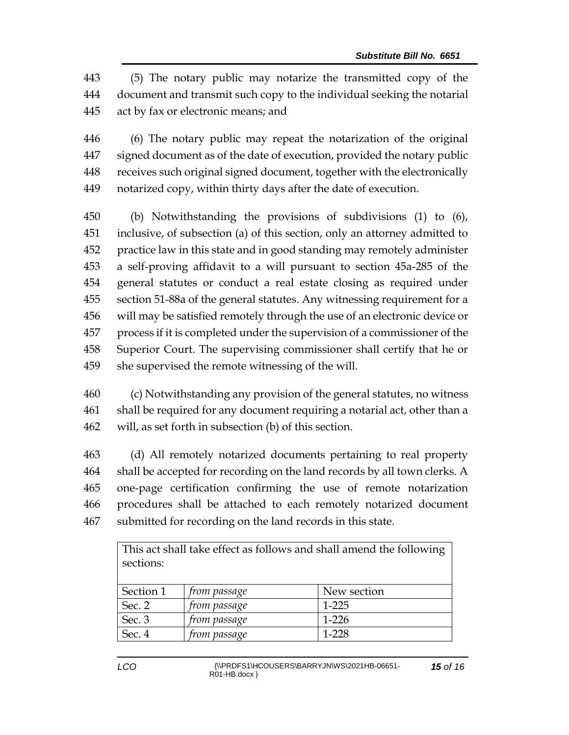(5) The notary public may notarize the transmitted copy of the document and transmit such copy to the individual seeking the notarial act by fax or electronic means; and

(6) The notary public may repeat the notarization of the original signed document as of the date of execution, provided the notary public receives such original signed document, together with the electronically notarized copy, within thirty days after the date of execution.

(b) Notwithstanding the provisions of subdivisions (1) to (6), inclusive, of subsection (a) of this section, only an attorney admitted to practice law in this state and in good standing may remotely administer a self-proving affidavit to a will pursuant to section 45a-285 of the general statutes or conduct a real estate closing as required under section 51-88a of the general statutes. Any witnessing requirement for a will may be satisfied remotely through the use of an electronic device or process if it is completed under the supervision of a commissioner of the Superior Court. The supervising commissioner shall certify that he or she supervised the remote witnessing of the will.

(c) Notwithstanding any provision of the general statutes, no witness shall be required for any document requiring a notarial act, other than a will, as set forth in subsection (b) of this section.

(d) All remotely notarized documents pertaining to real property shall be accepted for recording on the land records by all town clerks. A one-page certification confirming the use of remote notarization procedures shall be attached to each remotely notarized document submitted for recording on the land records in this state.

| This act shall take effect as follows and shall amend the following sections: | | |
|---|---|---|
| Section 1 | *from passage* | New section |
| Sec. 2 | *from passage* | 1-225 |
| Sec. 3 | *from passage* | 1-226 |
| Sec. 4 | *from passage* | 1-228 |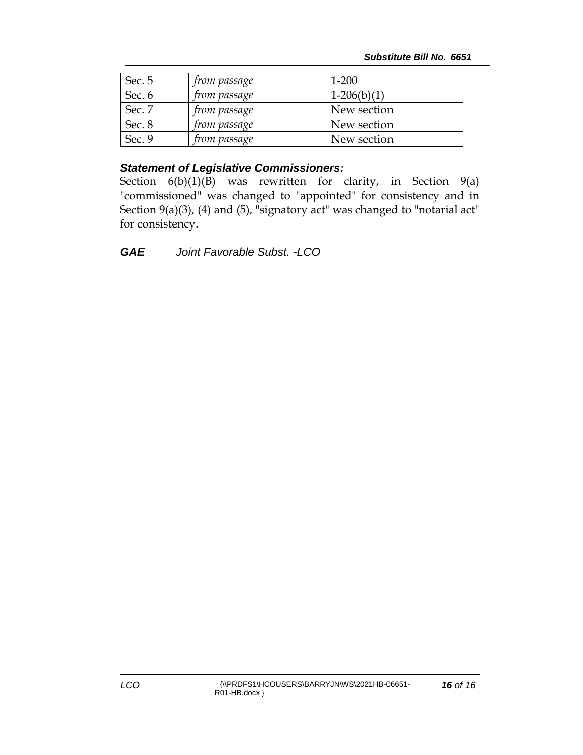| | | |
|---|---|---|
| Sec. 5 | *from passage* | 1-200 |
| Sec. 6 | *from passage* | 1-206(b)(1) |
| Sec. 7 | *from passage* | New section |
| Sec. 8 | *from passage* | New section |
| Sec. 9 | *from passage* | New section |

### *Statement of Legislative Commissioners:*

Section 6(b)(1)<u>(B)</u> was rewritten for clarity, in Section 9(a) "commissioned" was changed to "appointed" for consistency and in Section 9(a)(3), (4) and (5), "signatory act" was changed to "notarial act" for consistency.

***GAE*** *Joint Favorable Subst. -LCO*